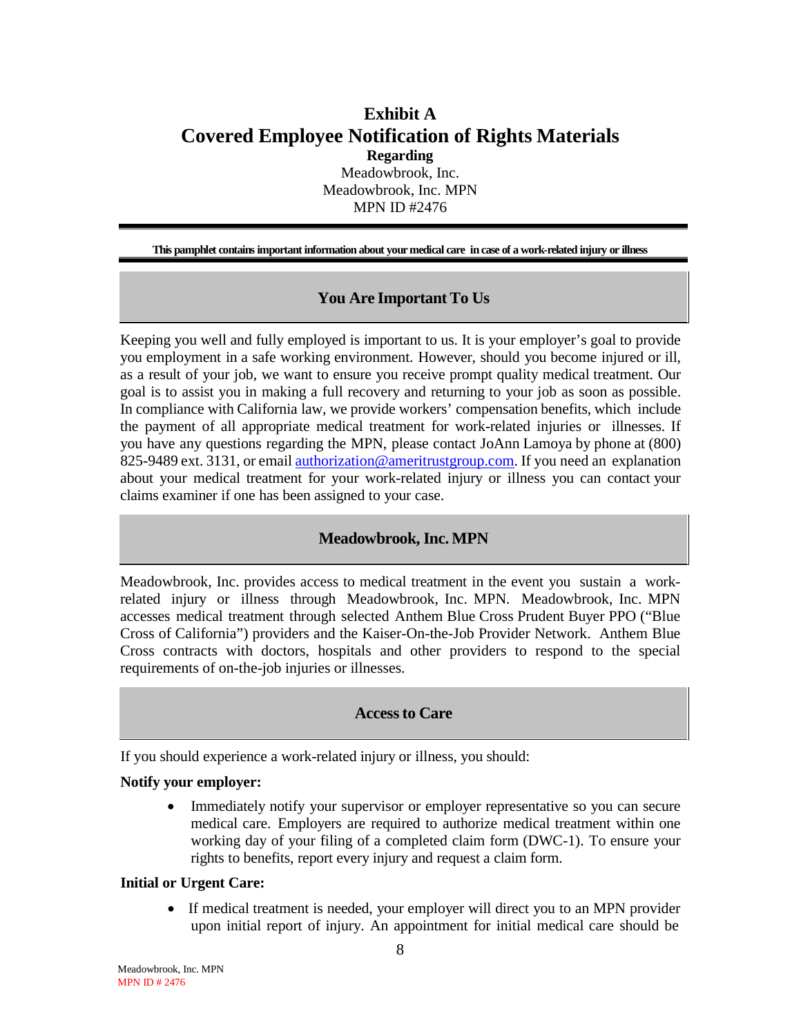# Exhibit A

# Covered Employee Notification of Rights Materials

**Regarding**

Meadowbrook, Inc.
Meadowbrook, Inc. MPN
MPN ID #2476

**This pamphlet contains important information about your medical care in case of a work-related injury or illness**

## You Are Important To Us

Keeping you well and fully employed is important to us. It is your employer's goal to provide you employment in a safe working environment. However, should you become injured or ill, as a result of your job, we want to ensure you receive prompt quality medical treatment. Our goal is to assist you in making a full recovery and returning to your job as soon as possible. In compliance with California law, we provide workers' compensation benefits, which include the payment of all appropriate medical treatment for work-related injuries or illnesses. If you have any questions regarding the MPN, please contact JoAnn Lamoya by phone at (800) 825-9489 ext. 3131, or email authorization@ameritrustgroup.com. If you need an explanation about your medical treatment for your work-related injury or illness you can contact your claims examiner if one has been assigned to your case.

## Meadowbrook, Inc. MPN

Meadowbrook, Inc. provides access to medical treatment in the event you sustain a work-related injury or illness through Meadowbrook, Inc. MPN. Meadowbrook, Inc. MPN accesses medical treatment through selected Anthem Blue Cross Prudent Buyer PPO ("Blue Cross of California") providers and the Kaiser-On-the-Job Provider Network. Anthem Blue Cross contracts with doctors, hospitals and other providers to respond to the special requirements of on-the-job injuries or illnesses.

## Access to Care

If you should experience a work-related injury or illness, you should:

**Notify your employer:**

- Immediately notify your supervisor or employer representative so you can secure medical care. Employers are required to authorize medical treatment within one working day of your filing of a completed claim form (DWC-1). To ensure your rights to benefits, report every injury and request a claim form.

**Initial or Urgent Care:**

- If medical treatment is needed, your employer will direct you to an MPN provider upon initial report of injury. An appointment for initial medical care should be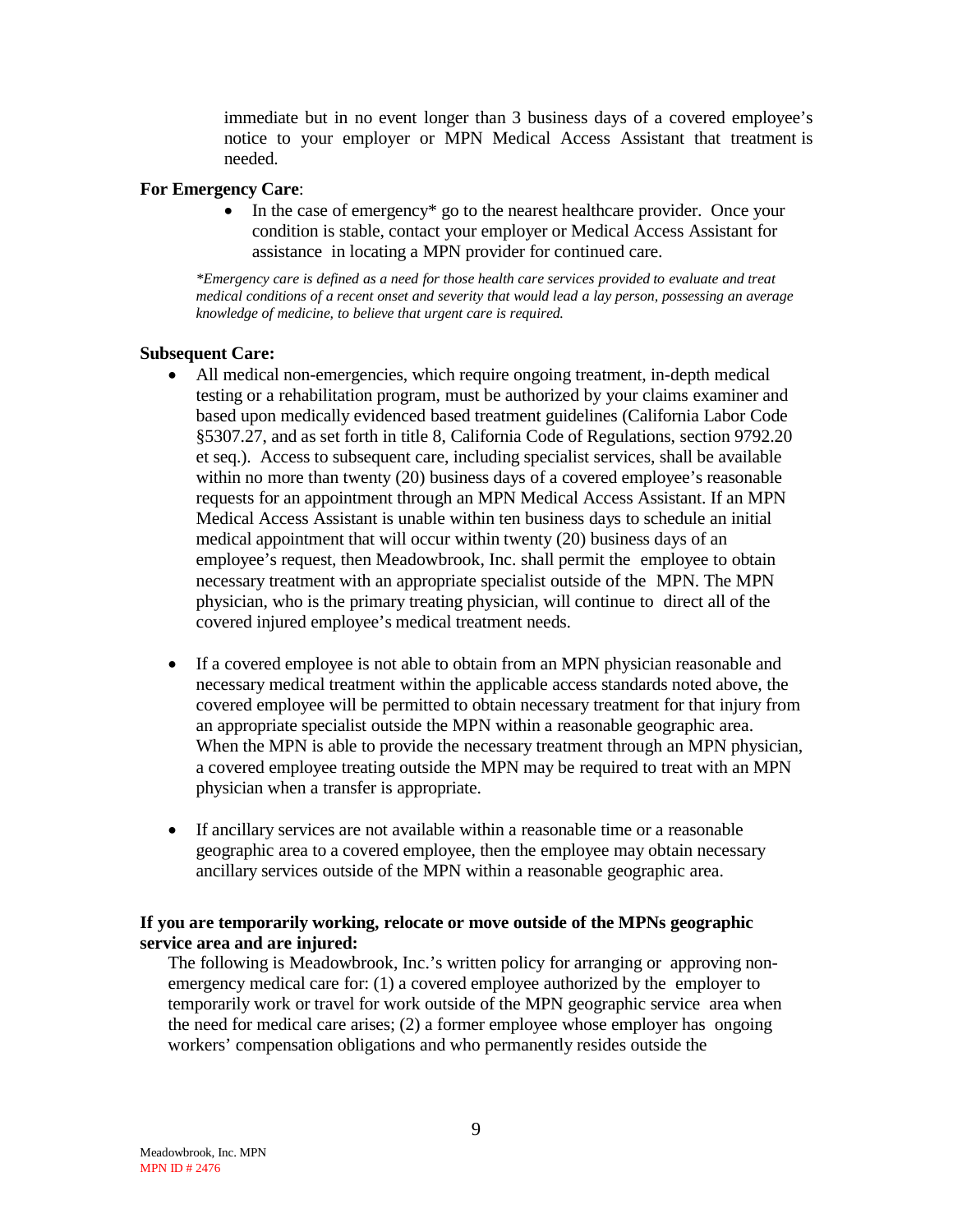immediate but in no event longer than 3 business days of a covered employee's notice to your employer or MPN Medical Access Assistant that treatment is needed.

**For Emergency Care**:

- In the case of emergency* go to the nearest healthcare provider. Once your condition is stable, contact your employer or Medical Access Assistant for assistance in locating a MPN provider for continued care.

*\*Emergency care is defined as a need for those health care services provided to evaluate and treat medical conditions of a recent onset and severity that would lead a lay person, possessing an average knowledge of medicine, to believe that urgent care is required.*

**Subsequent Care:**

- All medical non-emergencies, which require ongoing treatment, in-depth medical testing or a rehabilitation program, must be authorized by your claims examiner and based upon medically evidenced based treatment guidelines (California Labor Code §5307.27, and as set forth in title 8, California Code of Regulations, section 9792.20 et seq.). Access to subsequent care, including specialist services, shall be available within no more than twenty (20) business days of a covered employee's reasonable requests for an appointment through an MPN Medical Access Assistant. If an MPN Medical Access Assistant is unable within ten business days to schedule an initial medical appointment that will occur within twenty (20) business days of an employee's request, then Meadowbrook, Inc. shall permit the employee to obtain necessary treatment with an appropriate specialist outside of the MPN. The MPN physician, who is the primary treating physician, will continue to direct all of the covered injured employee's medical treatment needs.

- If a covered employee is not able to obtain from an MPN physician reasonable and necessary medical treatment within the applicable access standards noted above, the covered employee will be permitted to obtain necessary treatment for that injury from an appropriate specialist outside the MPN within a reasonable geographic area. When the MPN is able to provide the necessary treatment through an MPN physician, a covered employee treating outside the MPN may be required to treat with an MPN physician when a transfer is appropriate.

- If ancillary services are not available within a reasonable time or a reasonable geographic area to a covered employee, then the employee may obtain necessary ancillary services outside of the MPN within a reasonable geographic area.

**If you are temporarily working, relocate or move outside of the MPNs geographic service area and are injured:**

The following is Meadowbrook, Inc.'s written policy for arranging or approving non-emergency medical care for: (1) a covered employee authorized by the employer to temporarily work or travel for work outside of the MPN geographic service area when the need for medical care arises; (2) a former employee whose employer has ongoing workers' compensation obligations and who permanently resides outside the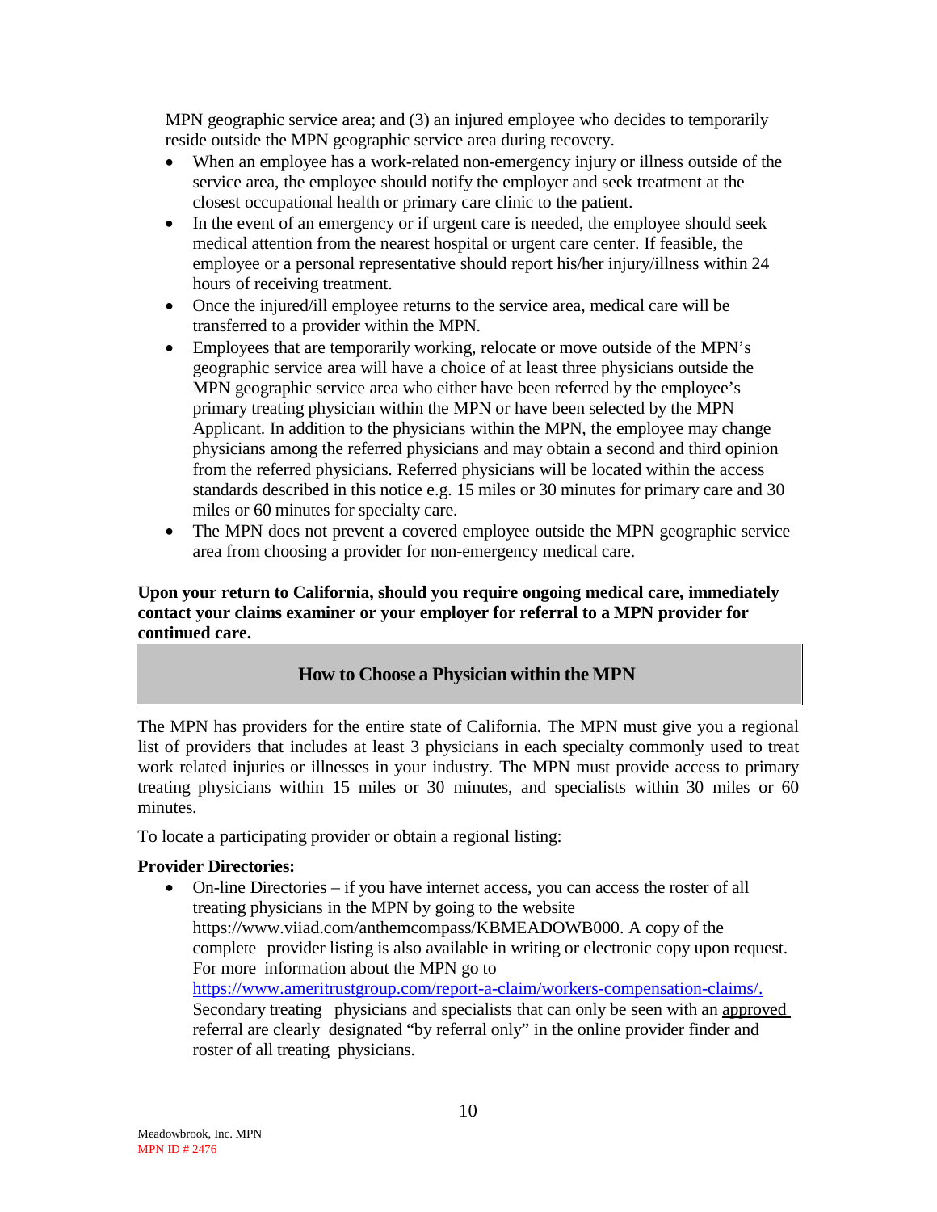MPN geographic service area; and (3) an injured employee who decides to temporarily reside outside the MPN geographic service area during recovery.

- When an employee has a work-related non-emergency injury or illness outside of the service area, the employee should notify the employer and seek treatment at the closest occupational health or primary care clinic to the patient.
- In the event of an emergency or if urgent care is needed, the employee should seek medical attention from the nearest hospital or urgent care center. If feasible, the employee or a personal representative should report his/her injury/illness within 24 hours of receiving treatment.
- Once the injured/ill employee returns to the service area, medical care will be transferred to a provider within the MPN.
- Employees that are temporarily working, relocate or move outside of the MPN's geographic service area will have a choice of at least three physicians outside the MPN geographic service area who either have been referred by the employee's primary treating physician within the MPN or have been selected by the MPN Applicant. In addition to the physicians within the MPN, the employee may change physicians among the referred physicians and may obtain a second and third opinion from the referred physicians. Referred physicians will be located within the access standards described in this notice e.g. 15 miles or 30 minutes for primary care and 30 miles or 60 minutes for specialty care.
- The MPN does not prevent a covered employee outside the MPN geographic service area from choosing a provider for non-emergency medical care.

**Upon your return to California, should you require ongoing medical care, immediately contact your claims examiner or your employer for referral to a MPN provider for continued care.**

## How to Choose a Physician within the MPN

The MPN has providers for the entire state of California. The MPN must give you a regional list of providers that includes at least 3 physicians in each specialty commonly used to treat work related injuries or illnesses in your industry. The MPN must provide access to primary treating physicians within 15 miles or 30 minutes, and specialists within 30 miles or 60 minutes.

To locate a participating provider or obtain a regional listing:

**Provider Directories:**

- On-line Directories – if you have internet access, you can access the roster of all treating physicians in the MPN by going to the website https://www.viiad.com/anthemcompass/KBMEADOWB000. A copy of the complete provider listing is also available in writing or electronic copy upon request. For more information about the MPN go to https://www.ameritrustgroup.com/report-a-claim/workers-compensation-claims/. Secondary treating physicians and specialists that can only be seen with an approved referral are clearly designated "by referral only" in the online provider finder and roster of all treating physicians.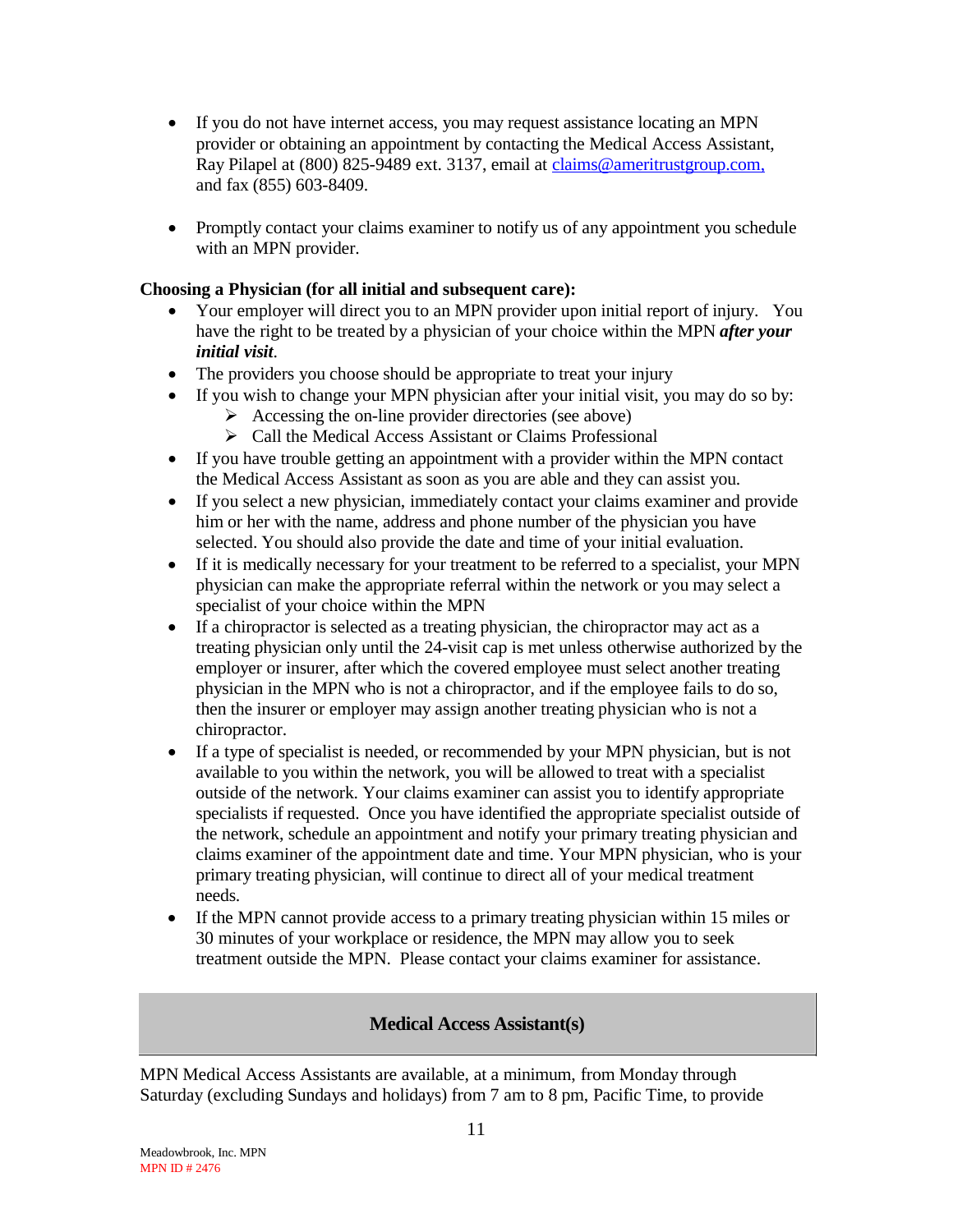- If you do not have internet access, you may request assistance locating an MPN provider or obtaining an appointment by contacting the Medical Access Assistant, Ray Pilapel at (800) 825-9489 ext. 3137, email at claims@ameritrustgroup.com, and fax (855) 603-8409.

- Promptly contact your claims examiner to notify us of any appointment you schedule with an MPN provider.

**Choosing a Physician (for all initial and subsequent care):**

- Your employer will direct you to an MPN provider upon initial report of injury. You have the right to be treated by a physician of your choice within the MPN ***after your initial visit***.
- The providers you choose should be appropriate to treat your injury
- If you wish to change your MPN physician after your initial visit, you may do so by:
  - Accessing the on-line provider directories (see above)
  - Call the Medical Access Assistant or Claims Professional
- If you have trouble getting an appointment with a provider within the MPN contact the Medical Access Assistant as soon as you are able and they can assist you.
- If you select a new physician, immediately contact your claims examiner and provide him or her with the name, address and phone number of the physician you have selected. You should also provide the date and time of your initial evaluation.
- If it is medically necessary for your treatment to be referred to a specialist, your MPN physician can make the appropriate referral within the network or you may select a specialist of your choice within the MPN
- If a chiropractor is selected as a treating physician, the chiropractor may act as a treating physician only until the 24-visit cap is met unless otherwise authorized by the employer or insurer, after which the covered employee must select another treating physician in the MPN who is not a chiropractor, and if the employee fails to do so, then the insurer or employer may assign another treating physician who is not a chiropractor.
- If a type of specialist is needed, or recommended by your MPN physician, but is not available to you within the network, you will be allowed to treat with a specialist outside of the network. Your claims examiner can assist you to identify appropriate specialists if requested. Once you have identified the appropriate specialist outside of the network, schedule an appointment and notify your primary treating physician and claims examiner of the appointment date and time. Your MPN physician, who is your primary treating physician, will continue to direct all of your medical treatment needs.
- If the MPN cannot provide access to a primary treating physician within 15 miles or 30 minutes of your workplace or residence, the MPN may allow you to seek treatment outside the MPN. Please contact your claims examiner for assistance.

## Medical Access Assistant(s)

MPN Medical Access Assistants are available, at a minimum, from Monday through Saturday (excluding Sundays and holidays) from 7 am to 8 pm, Pacific Time, to provide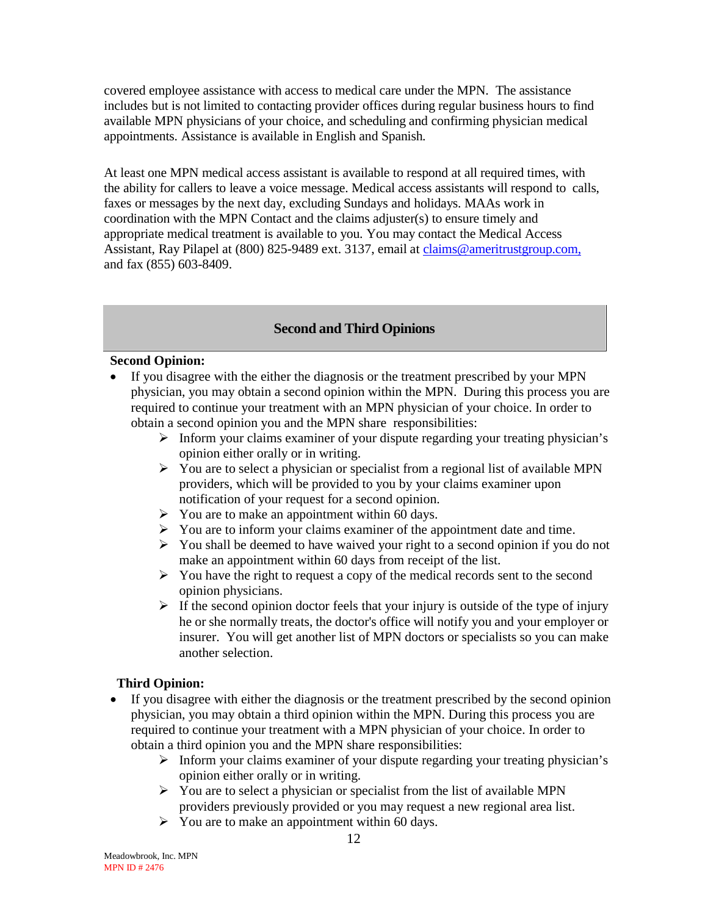covered employee assistance with access to medical care under the MPN. The assistance includes but is not limited to contacting provider offices during regular business hours to find available MPN physicians of your choice, and scheduling and confirming physician medical appointments. Assistance is available in English and Spanish.

At least one MPN medical access assistant is available to respond at all required times, with the ability for callers to leave a voice message. Medical access assistants will respond to calls, faxes or messages by the next day, excluding Sundays and holidays. MAAs work in coordination with the MPN Contact and the claims adjuster(s) to ensure timely and appropriate medical treatment is available to you. You may contact the Medical Access Assistant, Ray Pilapel at (800) 825-9489 ext. 3137, email at claims@ameritrustgroup.com, and fax (855) 603-8409.

## Second and Third Opinions

**Second Opinion:**

- If you disagree with the either the diagnosis or the treatment prescribed by your MPN physician, you may obtain a second opinion within the MPN. During this process you are required to continue your treatment with an MPN physician of your choice. In order to obtain a second opinion you and the MPN share responsibilities:
  - Inform your claims examiner of your dispute regarding your treating physician's opinion either orally or in writing.
  - You are to select a physician or specialist from a regional list of available MPN providers, which will be provided to you by your claims examiner upon notification of your request for a second opinion.
  - You are to make an appointment within 60 days.
  - You are to inform your claims examiner of the appointment date and time.
  - You shall be deemed to have waived your right to a second opinion if you do not make an appointment within 60 days from receipt of the list.
  - You have the right to request a copy of the medical records sent to the second opinion physicians.
  - If the second opinion doctor feels that your injury is outside of the type of injury he or she normally treats, the doctor's office will notify you and your employer or insurer. You will get another list of MPN doctors or specialists so you can make another selection.

**Third Opinion:**

- If you disagree with either the diagnosis or the treatment prescribed by the second opinion physician, you may obtain a third opinion within the MPN. During this process you are required to continue your treatment with a MPN physician of your choice. In order to obtain a third opinion you and the MPN share responsibilities:
  - Inform your claims examiner of your dispute regarding your treating physician's opinion either orally or in writing.
  - You are to select a physician or specialist from the list of available MPN providers previously provided or you may request a new regional area list.
  - You are to make an appointment within 60 days.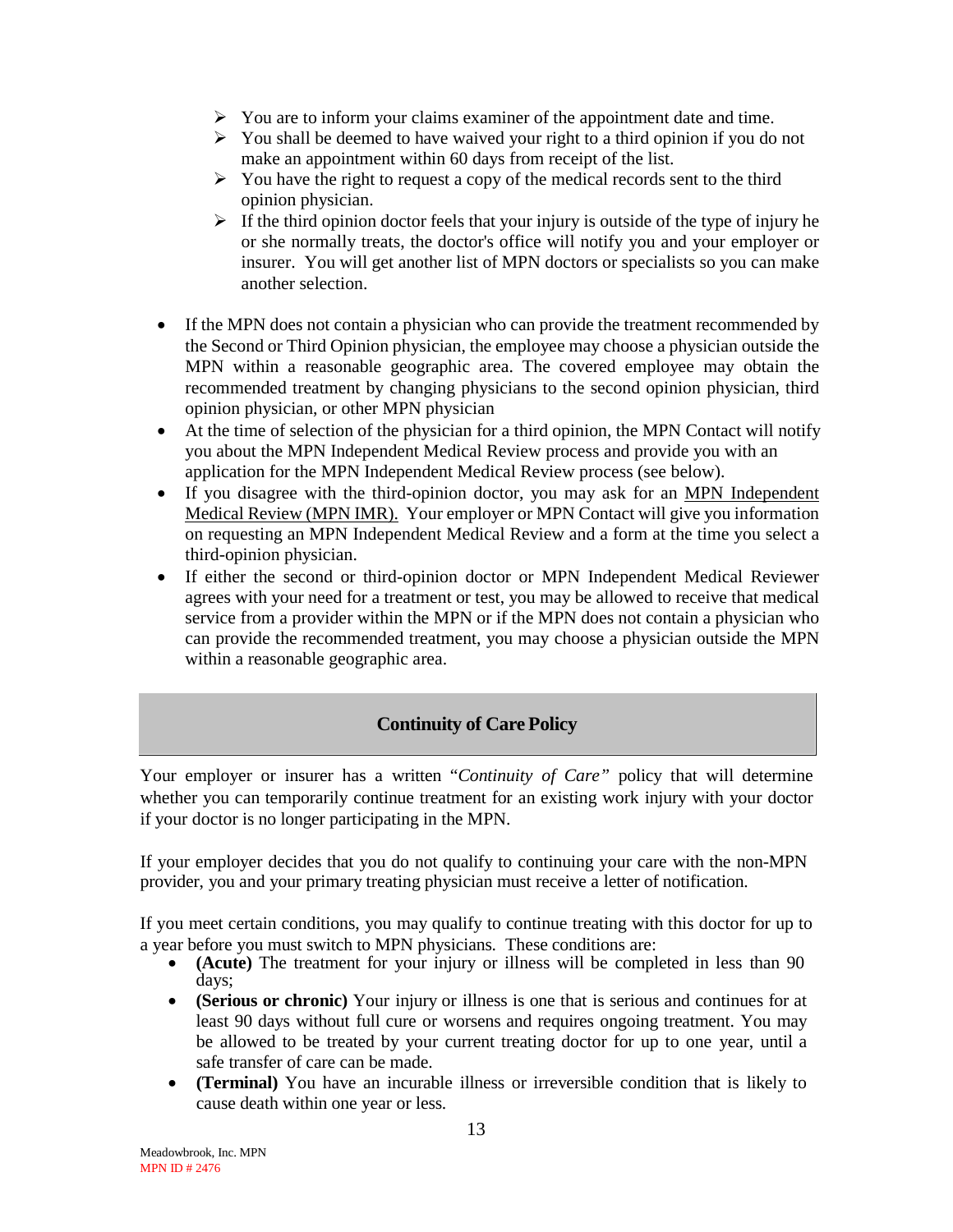- You are to inform your claims examiner of the appointment date and time.
- You shall be deemed to have waived your right to a third opinion if you do not make an appointment within 60 days from receipt of the list.
- You have the right to request a copy of the medical records sent to the third opinion physician.
- If the third opinion doctor feels that your injury is outside of the type of injury he or she normally treats, the doctor's office will notify you and your employer or insurer. You will get another list of MPN doctors or specialists so you can make another selection.

- If the MPN does not contain a physician who can provide the treatment recommended by the Second or Third Opinion physician, the employee may choose a physician outside the MPN within a reasonable geographic area. The covered employee may obtain the recommended treatment by changing physicians to the second opinion physician, third opinion physician, or other MPN physician
- At the time of selection of the physician for a third opinion, the MPN Contact will notify you about the MPN Independent Medical Review process and provide you with an application for the MPN Independent Medical Review process (see below).
- If you disagree with the third-opinion doctor, you may ask for an MPN Independent Medical Review (MPN IMR). Your employer or MPN Contact will give you information on requesting an MPN Independent Medical Review and a form at the time you select a third-opinion physician.
- If either the second or third-opinion doctor or MPN Independent Medical Reviewer agrees with your need for a treatment or test, you may be allowed to receive that medical service from a provider within the MPN or if the MPN does not contain a physician who can provide the recommended treatment, you may choose a physician outside the MPN within a reasonable geographic area.

## Continuity of Care Policy

Your employer or insurer has a written "*Continuity of Care*" policy that will determine whether you can temporarily continue treatment for an existing work injury with your doctor if your doctor is no longer participating in the MPN.

If your employer decides that you do not qualify to continuing your care with the non-MPN provider, you and your primary treating physician must receive a letter of notification.

If you meet certain conditions, you may qualify to continue treating with this doctor for up to a year before you must switch to MPN physicians. These conditions are:

- **(Acute)** The treatment for your injury or illness will be completed in less than 90 days;
- **(Serious or chronic)** Your injury or illness is one that is serious and continues for at least 90 days without full cure or worsens and requires ongoing treatment. You may be allowed to be treated by your current treating doctor for up to one year, until a safe transfer of care can be made.
- **(Terminal)** You have an incurable illness or irreversible condition that is likely to cause death within one year or less.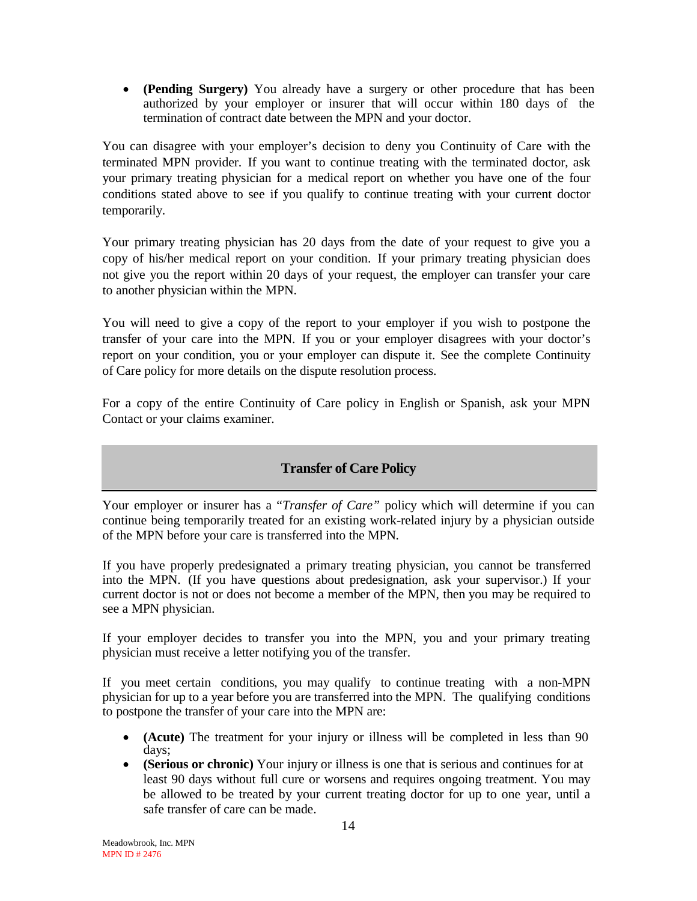- **(Pending Surgery)** You already have a surgery or other procedure that has been authorized by your employer or insurer that will occur within 180 days of the termination of contract date between the MPN and your doctor.

You can disagree with your employer's decision to deny you Continuity of Care with the terminated MPN provider. If you want to continue treating with the terminated doctor, ask your primary treating physician for a medical report on whether you have one of the four conditions stated above to see if you qualify to continue treating with your current doctor temporarily.

Your primary treating physician has 20 days from the date of your request to give you a copy of his/her medical report on your condition. If your primary treating physician does not give you the report within 20 days of your request, the employer can transfer your care to another physician within the MPN.

You will need to give a copy of the report to your employer if you wish to postpone the transfer of your care into the MPN. If you or your employer disagrees with your doctor's report on your condition, you or your employer can dispute it. See the complete Continuity of Care policy for more details on the dispute resolution process.

For a copy of the entire Continuity of Care policy in English or Spanish, ask your MPN Contact or your claims examiner.

## Transfer of Care Policy

Your employer or insurer has a "*Transfer of Care"* policy which will determine if you can continue being temporarily treated for an existing work-related injury by a physician outside of the MPN before your care is transferred into the MPN.

If you have properly predesignated a primary treating physician, you cannot be transferred into the MPN. (If you have questions about predesignation, ask your supervisor.) If your current doctor is not or does not become a member of the MPN, then you may be required to see a MPN physician.

If your employer decides to transfer you into the MPN, you and your primary treating physician must receive a letter notifying you of the transfer.

If you meet certain conditions, you may qualify to continue treating with a non-MPN physician for up to a year before you are transferred into the MPN. The qualifying conditions to postpone the transfer of your care into the MPN are:

- **(Acute)** The treatment for your injury or illness will be completed in less than 90 days;
- **(Serious or chronic)** Your injury or illness is one that is serious and continues for at least 90 days without full cure or worsens and requires ongoing treatment. You may be allowed to be treated by your current treating doctor for up to one year, until a safe transfer of care can be made.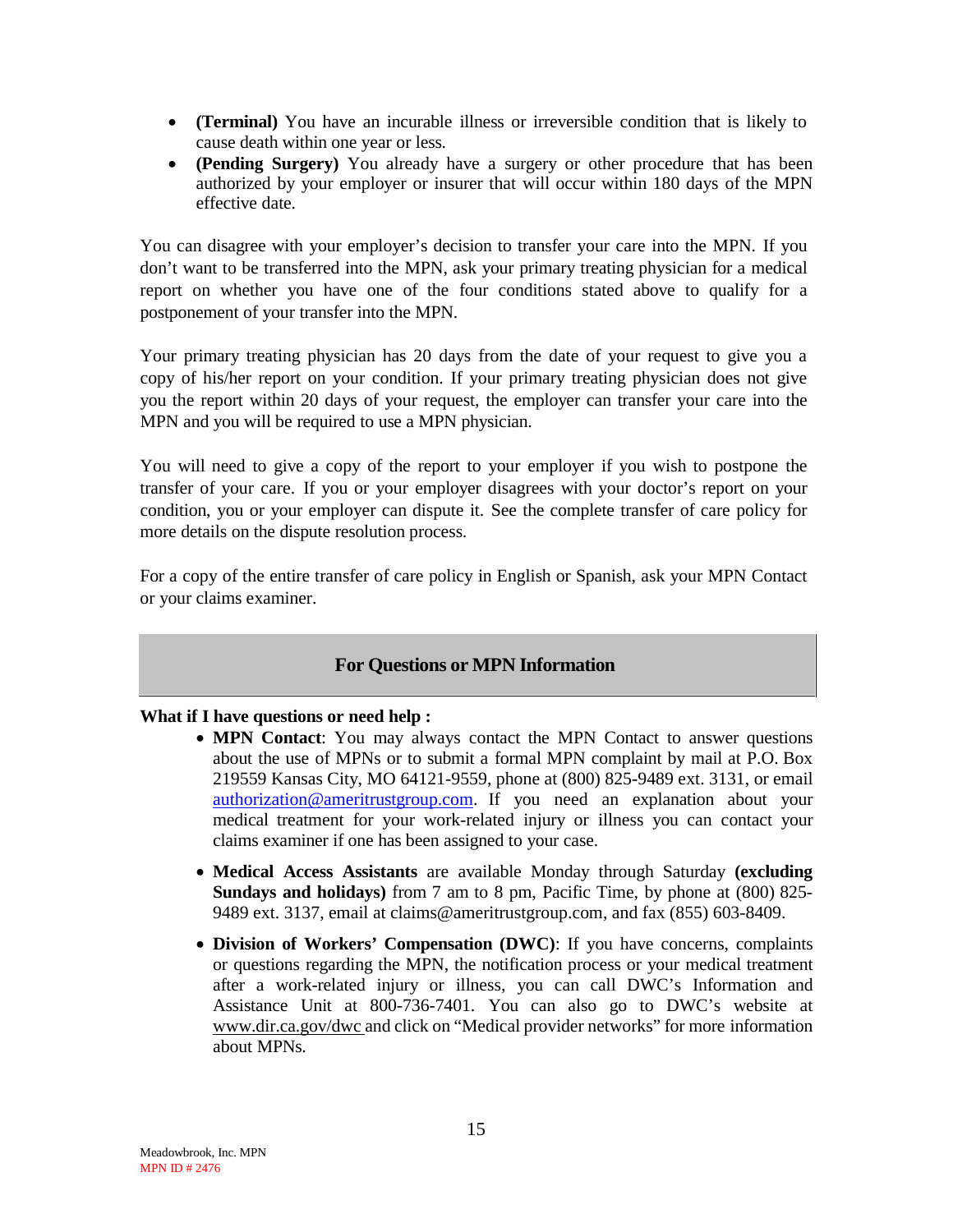- **(Terminal)** You have an incurable illness or irreversible condition that is likely to cause death within one year or less.
- **(Pending Surgery)** You already have a surgery or other procedure that has been authorized by your employer or insurer that will occur within 180 days of the MPN effective date.

You can disagree with your employer's decision to transfer your care into the MPN. If you don't want to be transferred into the MPN, ask your primary treating physician for a medical report on whether you have one of the four conditions stated above to qualify for a postponement of your transfer into the MPN.

Your primary treating physician has 20 days from the date of your request to give you a copy of his/her report on your condition. If your primary treating physician does not give you the report within 20 days of your request, the employer can transfer your care into the MPN and you will be required to use a MPN physician.

You will need to give a copy of the report to your employer if you wish to postpone the transfer of your care. If you or your employer disagrees with your doctor's report on your condition, you or your employer can dispute it. See the complete transfer of care policy for more details on the dispute resolution process.

For a copy of the entire transfer of care policy in English or Spanish, ask your MPN Contact or your claims examiner.

## For Questions or MPN Information

**What if I have questions or need help :**

- **MPN Contact**: You may always contact the MPN Contact to answer questions about the use of MPNs or to submit a formal MPN complaint by mail at P.O. Box 219559 Kansas City, MO 64121-9559, phone at (800) 825-9489 ext. 3131, or email authorization@ameritrustgroup.com. If you need an explanation about your medical treatment for your work-related injury or illness you can contact your claims examiner if one has been assigned to your case.
- **Medical Access Assistants** are available Monday through Saturday **(excluding Sundays and holidays)** from 7 am to 8 pm, Pacific Time, by phone at (800) 825-9489 ext. 3137, email at claims@ameritrustgroup.com, and fax (855) 603-8409.
- **Division of Workers' Compensation (DWC)**: If you have concerns, complaints or questions regarding the MPN, the notification process or your medical treatment after a work-related injury or illness, you can call DWC's Information and Assistance Unit at 800-736-7401. You can also go to DWC's website at www.dir.ca.gov/dwc and click on "Medical provider networks" for more information about MPNs.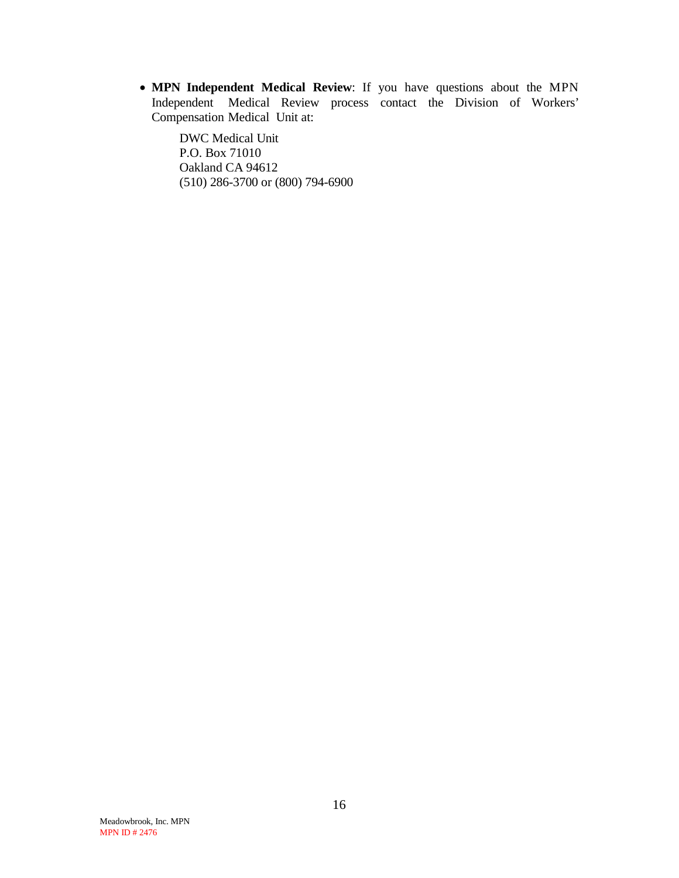- **MPN Independent Medical Review**: If you have questions about the MPN Independent Medical Review process contact the Division of Workers' Compensation Medical Unit at:

  DWC Medical Unit
  P.O. Box 71010
  Oakland CA 94612
  (510) 286-3700 or (800) 794-6900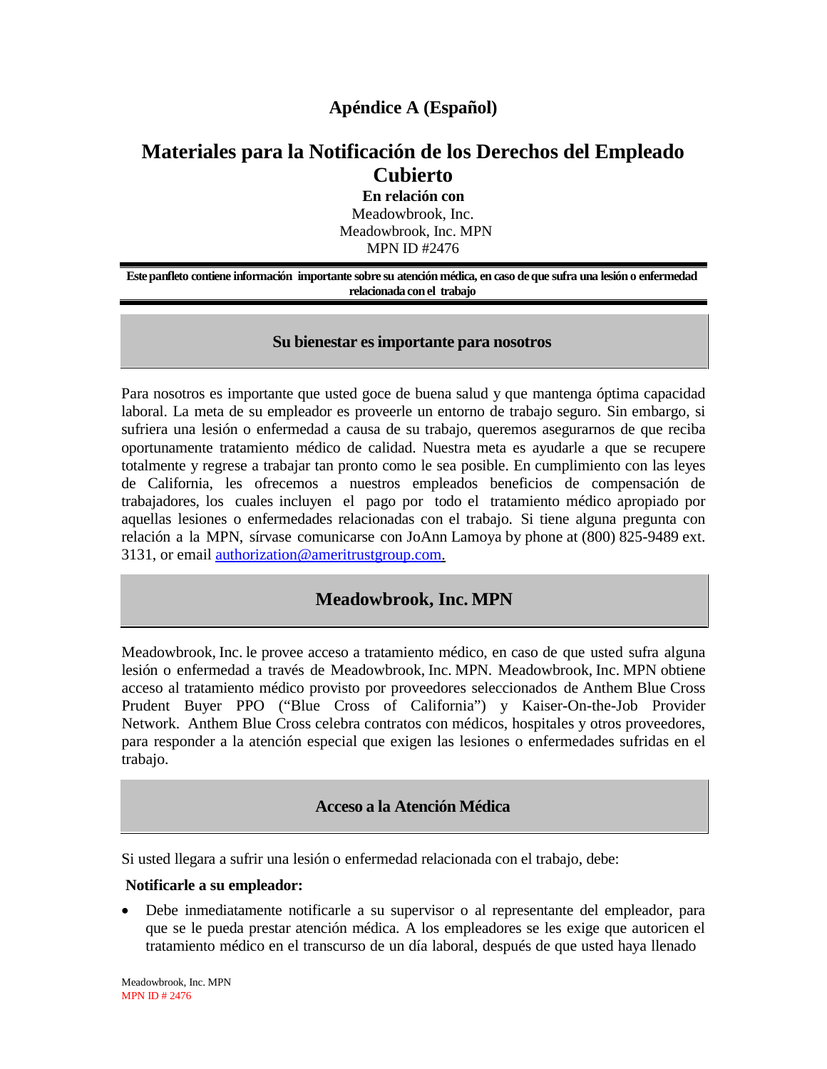# Apéndice A (Español)

## Materiales para la Notificación de los Derechos del Empleado Cubierto

**En relación con**

Meadowbrook, Inc.
Meadowbrook, Inc. MPN
MPN ID #2476

**Este panfleto contiene información importante sobre su atención médica, en caso de que sufra una lesión o enfermedad relacionada con el trabajo**

### Su bienestar es importante para nosotros

Para nosotros es importante que usted goce de buena salud y que mantenga óptima capacidad laboral. La meta de su empleador es proveerle un entorno de trabajo seguro. Sin embargo, si sufriera una lesión o enfermedad a causa de su trabajo, queremos asegurarnos de que reciba oportunamente tratamiento médico de calidad. Nuestra meta es ayudarle a que se recupere totalmente y regrese a trabajar tan pronto como le sea posible. En cumplimiento con las leyes de California, les ofrecemos a nuestros empleados beneficios de compensación de trabajadores, los cuales incluyen el pago por todo el tratamiento médico apropiado por aquellas lesiones o enfermedades relacionadas con el trabajo. Si tiene alguna pregunta con relación a la MPN, sírvase comunicarse con JoAnn Lamoya by phone at (800) 825-9489 ext. 3131, or email authorization@ameritrustgroup.com.

### Meadowbrook, Inc. MPN

Meadowbrook, Inc. le provee acceso a tratamiento médico, en caso de que usted sufra alguna lesión o enfermedad a través de Meadowbrook, Inc. MPN. Meadowbrook, Inc. MPN obtiene acceso al tratamiento médico provisto por proveedores seleccionados de Anthem Blue Cross Prudent Buyer PPO ("Blue Cross of California") y Kaiser-On-the-Job Provider Network. Anthem Blue Cross celebra contratos con médicos, hospitales y otros proveedores, para responder a la atención especial que exigen las lesiones o enfermedades sufridas en el trabajo.

### Acceso a la Atención Médica

Si usted llegara a sufrir una lesión o enfermedad relacionada con el trabajo, debe:

**Notificarle a su empleador:**

- Debe inmediatamente notificarle a su supervisor o al representante del empleador, para que se le pueda prestar atención médica. A los empleadores se les exige que autoricen el tratamiento médico en el transcurso de un día laboral, después de que usted haya llenado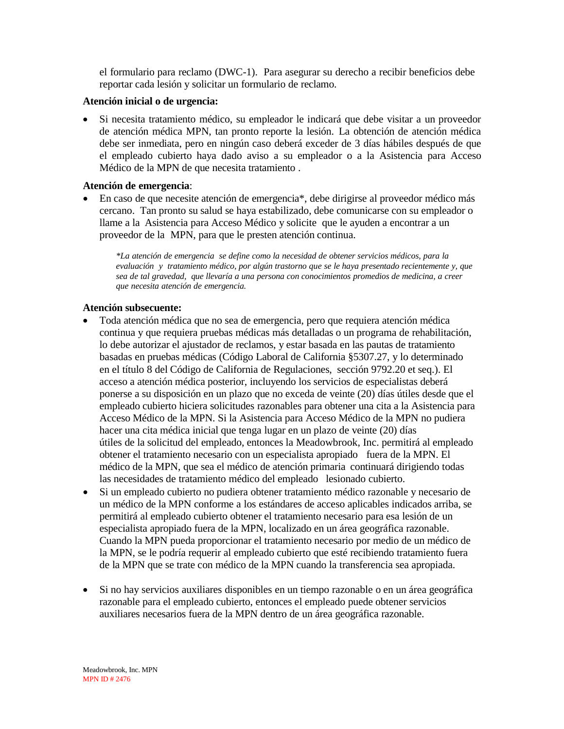el formulario para reclamo (DWC-1). Para asegurar su derecho a recibir beneficios debe reportar cada lesión y solicitar un formulario de reclamo.

**Atención inicial o de urgencia:**

- Si necesita tratamiento médico, su empleador le indicará que debe visitar a un proveedor de atención médica MPN, tan pronto reporte la lesión. La obtención de atención médica debe ser inmediata, pero en ningún caso deberá exceder de 3 días hábiles después de que el empleado cubierto haya dado aviso a su empleador o a la Asistencia para Acceso Médico de la MPN de que necesita tratamiento .

**Atención de emergencia**:

- En caso de que necesite atención de emergencia*, debe dirigirse al proveedor médico más cercano. Tan pronto su salud se haya estabilizado, debe comunicarse con su empleador o llame a la Asistencia para Acceso Médico y solicite que le ayuden a encontrar a un proveedor de la MPN, para que le presten atención continua.

> *\*La atención de emergencia se define como la necesidad de obtener servicios médicos, para la evaluación y tratamiento médico, por algún trastorno que se le haya presentado recientemente y, que sea de tal gravedad, que llevaría a una persona con conocimientos promedios de medicina, a creer que necesita atención de emergencia.*

**Atención subsecuente:**

- Toda atención médica que no sea de emergencia, pero que requiera atención médica continua y que requiera pruebas médicas más detalladas o un programa de rehabilitación, lo debe autorizar el ajustador de reclamos, y estar basada en las pautas de tratamiento basadas en pruebas médicas (Código Laboral de California §5307.27, y lo determinado en el título 8 del Código de California de Regulaciones, sección 9792.20 et seq.). El acceso a atención médica posterior, incluyendo los servicios de especialistas deberá ponerse a su disposición en un plazo que no exceda de veinte (20) días útiles desde que el empleado cubierto hiciera solicitudes razonables para obtener una cita a la Asistencia para Acceso Médico de la MPN. Si la Asistencia para Acceso Médico de la MPN no pudiera hacer una cita médica inicial que tenga lugar en un plazo de veinte (20) días útiles de la solicitud del empleado, entonces la Meadowbrook, Inc. permitirá al empleado obtener el tratamiento necesario con un especialista apropiado fuera de la MPN. El médico de la MPN, que sea el médico de atención primaria continuará dirigiendo todas las necesidades de tratamiento médico del empleado lesionado cubierto.
- Si un empleado cubierto no pudiera obtener tratamiento médico razonable y necesario de un médico de la MPN conforme a los estándares de acceso aplicables indicados arriba, se permitirá al empleado cubierto obtener el tratamiento necesario para esa lesión de un especialista apropiado fuera de la MPN, localizado en un área geográfica razonable. Cuando la MPN pueda proporcionar el tratamiento necesario por medio de un médico de la MPN, se le podría requerir al empleado cubierto que esté recibiendo tratamiento fuera de la MPN que se trate con médico de la MPN cuando la transferencia sea apropiada.
- Si no hay servicios auxiliares disponibles en un tiempo razonable o en un área geográfica razonable para el empleado cubierto, entonces el empleado puede obtener servicios auxiliares necesarios fuera de la MPN dentro de un área geográfica razonable.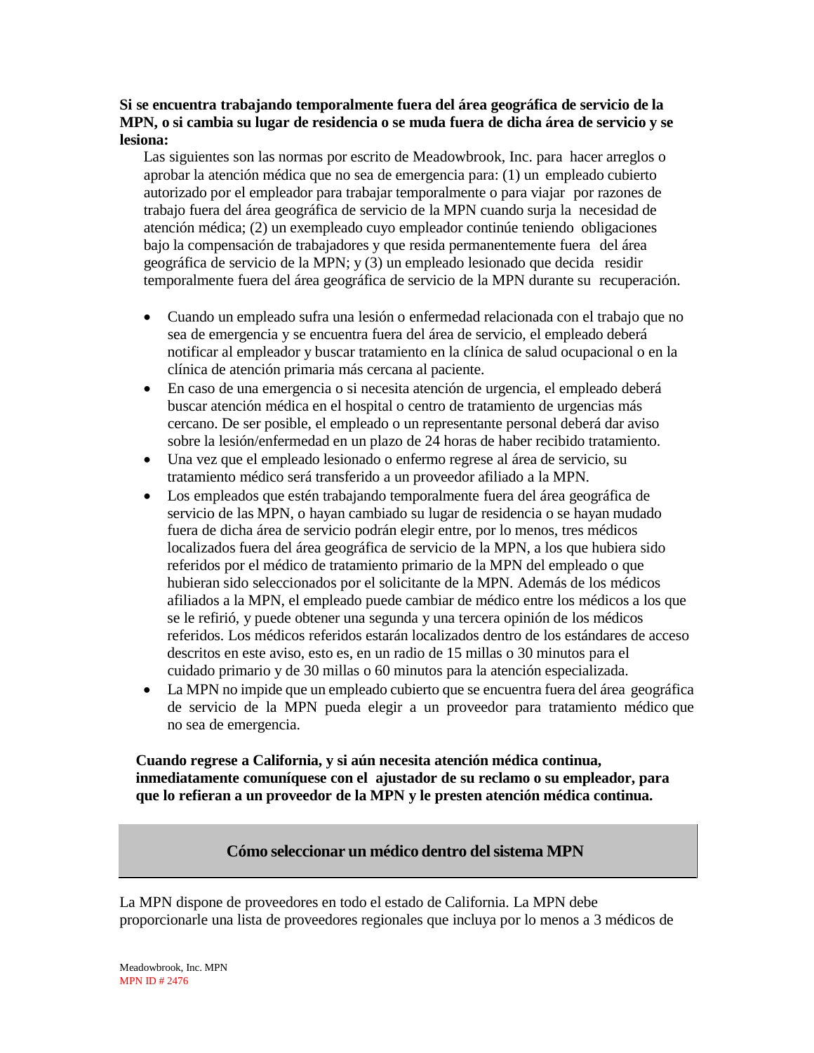**Si se encuentra trabajando temporalmente fuera del área geográfica de servicio de la MPN, o si cambia su lugar de residencia o se muda fuera de dicha área de servicio y se lesiona:**

Las siguientes son las normas por escrito de Meadowbrook, Inc. para hacer arreglos o aprobar la atención médica que no sea de emergencia para: (1) un empleado cubierto autorizado por el empleador para trabajar temporalmente o para viajar por razones de trabajo fuera del área geográfica de servicio de la MPN cuando surja la necesidad de atención médica; (2) un exempleado cuyo empleador continúe teniendo obligaciones bajo la compensación de trabajadores y que resida permanentemente fuera del área geográfica de servicio de la MPN; y (3) un empleado lesionado que decida residir temporalmente fuera del área geográfica de servicio de la MPN durante su recuperación.

- Cuando un empleado sufra una lesión o enfermedad relacionada con el trabajo que no sea de emergencia y se encuentra fuera del área de servicio, el empleado deberá notificar al empleador y buscar tratamiento en la clínica de salud ocupacional o en la clínica de atención primaria más cercana al paciente.
- En caso de una emergencia o si necesita atención de urgencia, el empleado deberá buscar atención médica en el hospital o centro de tratamiento de urgencias más cercano. De ser posible, el empleado o un representante personal deberá dar aviso sobre la lesión/enfermedad en un plazo de 24 horas de haber recibido tratamiento.
- Una vez que el empleado lesionado o enfermo regrese al área de servicio, su tratamiento médico será transferido a un proveedor afiliado a la MPN.
- Los empleados que estén trabajando temporalmente fuera del área geográfica de servicio de las MPN, o hayan cambiado su lugar de residencia o se hayan mudado fuera de dicha área de servicio podrán elegir entre, por lo menos, tres médicos localizados fuera del área geográfica de servicio de la MPN, a los que hubiera sido referidos por el médico de tratamiento primario de la MPN del empleado o que hubieran sido seleccionados por el solicitante de la MPN. Además de los médicos afiliados a la MPN, el empleado puede cambiar de médico entre los médicos a los que se le refirió, y puede obtener una segunda y una tercera opinión de los médicos referidos. Los médicos referidos estarán localizados dentro de los estándares de acceso descritos en este aviso, esto es, en un radio de 15 millas o 30 minutos para el cuidado primario y de 30 millas o 60 minutos para la atención especializada.
- La MPN no impide que un empleado cubierto que se encuentra fuera del área geográfica de servicio de la MPN pueda elegir a un proveedor para tratamiento médico que no sea de emergencia.

**Cuando regrese a California, y si aún necesita atención médica continua, inmediatamente comuníquese con el ajustador de su reclamo o su empleador, para que lo refieran a un proveedor de la MPN y le presten atención médica continua.**

## Cómo seleccionar un médico dentro del sistema MPN

La MPN dispone de proveedores en todo el estado de California. La MPN debe proporcionarle una lista de proveedores regionales que incluya por lo menos a 3 médicos de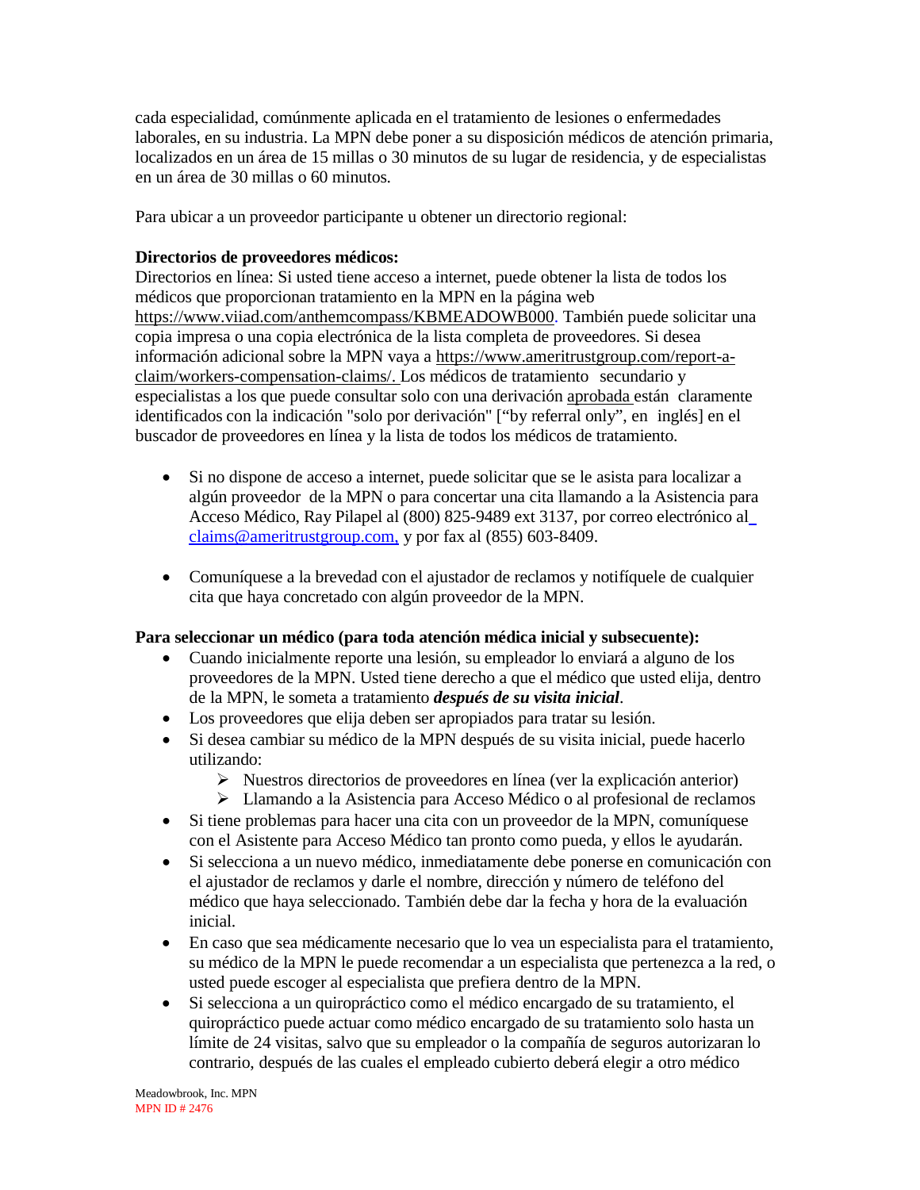cada especialidad, comúnmente aplicada en el tratamiento de lesiones o enfermedades laborales, en su industria. La MPN debe poner a su disposición médicos de atención primaria, localizados en un área de 15 millas o 30 minutos de su lugar de residencia, y de especialistas en un área de 30 millas o 60 minutos.

Para ubicar a un proveedor participante u obtener un directorio regional:

**Directorios de proveedores médicos:**
Directorios en línea: Si usted tiene acceso a internet, puede obtener la lista de todos los médicos que proporcionan tratamiento en la MPN en la página web https://www.viiad.com/anthemcompass/KBMEADOWB000. También puede solicitar una copia impresa o una copia electrónica de la lista completa de proveedores. Si desea información adicional sobre la MPN vaya a https://www.ameritrustgroup.com/report-a-claim/workers-compensation-claims/. Los médicos de tratamiento secundario y especialistas a los que puede consultar solo con una derivación aprobada están claramente identificados con la indicación "solo por derivación" ["by referral only", en inglés] en el buscador de proveedores en línea y la lista de todos los médicos de tratamiento.

- Si no dispone de acceso a internet, puede solicitar que se le asista para localizar a algún proveedor de la MPN o para concertar una cita llamando a la Asistencia para Acceso Médico, Ray Pilapel al (800) 825-9489 ext 3137, por correo electrónico al claims@ameritrustgroup.com, y por fax al (855) 603-8409.

- Comuníquese a la brevedad con el ajustador de reclamos y notifíquele de cualquier cita que haya concretado con algún proveedor de la MPN.

**Para seleccionar un médico (para toda atención médica inicial y subsecuente):**

- Cuando inicialmente reporte una lesión, su empleador lo enviará a alguno de los proveedores de la MPN. Usted tiene derecho a que el médico que usted elija, dentro de la MPN, le someta a tratamiento ***después de su visita inicial***.
- Los proveedores que elija deben ser apropiados para tratar su lesión.
- Si desea cambiar su médico de la MPN después de su visita inicial, puede hacerlo utilizando:
  - Nuestros directorios de proveedores en línea (ver la explicación anterior)
  - Llamando a la Asistencia para Acceso Médico o al profesional de reclamos
- Si tiene problemas para hacer una cita con un proveedor de la MPN, comuníquese con el Asistente para Acceso Médico tan pronto como pueda, y ellos le ayudarán.
- Si selecciona a un nuevo médico, inmediatamente debe ponerse en comunicación con el ajustador de reclamos y darle el nombre, dirección y número de teléfono del médico que haya seleccionado. También debe dar la fecha y hora de la evaluación inicial.
- En caso que sea médicamente necesario que lo vea un especialista para el tratamiento, su médico de la MPN le puede recomendar a un especialista que pertenezca a la red, o usted puede escoger al especialista que prefiera dentro de la MPN.
- Si selecciona a un quiropráctico como el médico encargado de su tratamiento, el quiropráctico puede actuar como médico encargado de su tratamiento solo hasta un límite de 24 visitas, salvo que su empleador o la compañía de seguros autorizaran lo contrario, después de las cuales el empleado cubierto deberá elegir a otro médico

Meadowbrook, Inc. MPN
MPN ID # 2476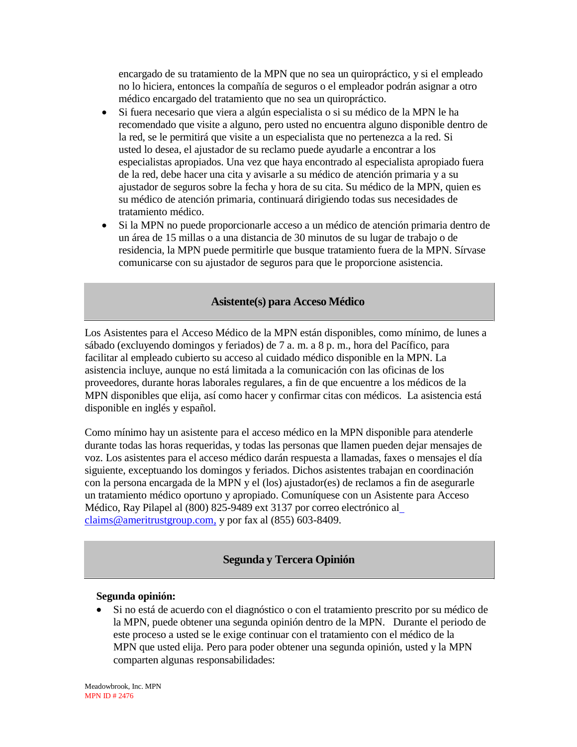encargado de su tratamiento de la MPN que no sea un quiropráctico, y si el empleado no lo hiciera, entonces la compañía de seguros o el empleador podrán asignar a otro médico encargado del tratamiento que no sea un quiropráctico.

- Si fuera necesario que viera a algún especialista o si su médico de la MPN le ha recomendado que visite a alguno, pero usted no encuentra alguno disponible dentro de la red, se le permitirá que visite a un especialista que no pertenezca a la red. Si usted lo desea, el ajustador de su reclamo puede ayudarle a encontrar a los especialistas apropiados. Una vez que haya encontrado al especialista apropiado fuera de la red, debe hacer una cita y avisarle a su médico de atención primaria y a su ajustador de seguros sobre la fecha y hora de su cita. Su médico de la MPN, quien es su médico de atención primaria, continuará dirigiendo todas sus necesidades de tratamiento médico.
- Si la MPN no puede proporcionarle acceso a un médico de atención primaria dentro de un área de 15 millas o a una distancia de 30 minutos de su lugar de trabajo o de residencia, la MPN puede permitirle que busque tratamiento fuera de la MPN. Sírvase comunicarse con su ajustador de seguros para que le proporcione asistencia.

## Asistente(s) para Acceso Médico

Los Asistentes para el Acceso Médico de la MPN están disponibles, como mínimo, de lunes a sábado (excluyendo domingos y feriados) de 7 a. m. a 8 p. m., hora del Pacífico, para facilitar al empleado cubierto su acceso al cuidado médico disponible en la MPN. La asistencia incluye, aunque no está limitada a la comunicación con las oficinas de los proveedores, durante horas laborales regulares, a fin de que encuentre a los médicos de la MPN disponibles que elija, así como hacer y confirmar citas con médicos. La asistencia está disponible en inglés y español.

Como mínimo hay un asistente para el acceso médico en la MPN disponible para atenderle durante todas las horas requeridas, y todas las personas que llamen pueden dejar mensajes de voz. Los asistentes para el acceso médico darán respuesta a llamadas, faxes o mensajes el día siguiente, exceptuando los domingos y feriados. Dichos asistentes trabajan en coordinación con la persona encargada de la MPN y el (los) ajustador(es) de reclamos a fin de asegurarle un tratamiento médico oportuno y apropiado. Comuníquese con un Asistente para Acceso Médico, Ray Pilapel al (800) 825-9489 ext 3137 por correo electrónico al claims@ameritrustgroup.com, y por fax al (855) 603-8409.

## Segunda y Tercera Opinión

**Segunda opinión:**

- Si no está de acuerdo con el diagnóstico o con el tratamiento prescrito por su médico de la MPN, puede obtener una segunda opinión dentro de la MPN. Durante el periodo de este proceso a usted se le exige continuar con el tratamiento con el médico de la MPN que usted elija. Pero para poder obtener una segunda opinión, usted y la MPN comparten algunas responsabilidades: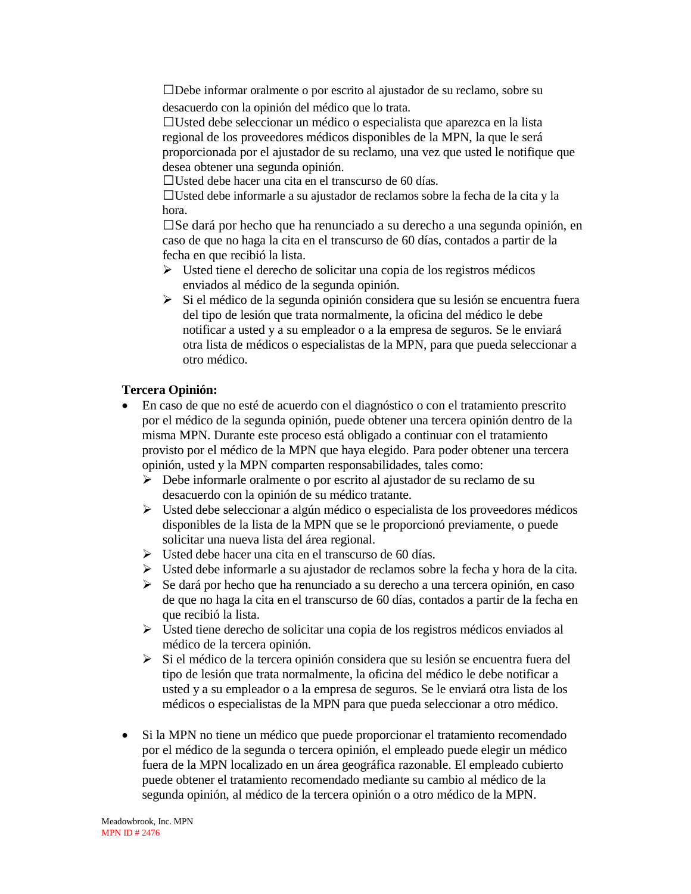- ☐Debe informar oralmente o por escrito al ajustador de su reclamo, sobre su desacuerdo con la opinión del médico que lo trata.
- ☐Usted debe seleccionar un médico o especialista que aparezca en la lista regional de los proveedores médicos disponibles de la MPN, la que le será proporcionada por el ajustador de su reclamo, una vez que usted le notifique que desea obtener una segunda opinión.
- ☐Usted debe hacer una cita en el transcurso de 60 días.
- ☐Usted debe informarle a su ajustador de reclamos sobre la fecha de la cita y la hora.
- ☐Se dará por hecho que ha renunciado a su derecho a una segunda opinión, en caso de que no haga la cita en el transcurso de 60 días, contados a partir de la fecha en que recibió la lista.
  - ➢ Usted tiene el derecho de solicitar una copia de los registros médicos enviados al médico de la segunda opinión.
  - ➢ Si el médico de la segunda opinión considera que su lesión se encuentra fuera del tipo de lesión que trata normalmente, la oficina del médico le debe notificar a usted y a su empleador o a la empresa de seguros. Se le enviará otra lista de médicos o especialistas de la MPN, para que pueda seleccionar a otro médico.

**Tercera Opinión:**

- En caso de que no esté de acuerdo con el diagnóstico o con el tratamiento prescrito por el médico de la segunda opinión, puede obtener una tercera opinión dentro de la misma MPN. Durante este proceso está obligado a continuar con el tratamiento provisto por el médico de la MPN que haya elegido. Para poder obtener una tercera opinión, usted y la MPN comparten responsabilidades, tales como:
  - ➢ Debe informarle oralmente o por escrito al ajustador de su reclamo de su desacuerdo con la opinión de su médico tratante.
  - ➢ Usted debe seleccionar a algún médico o especialista de los proveedores médicos disponibles de la lista de la MPN que se le proporcionó previamente, o puede solicitar una nueva lista del área regional.
  - ➢ Usted debe hacer una cita en el transcurso de 60 días.
  - ➢ Usted debe informarle a su ajustador de reclamos sobre la fecha y hora de la cita.
  - ➢ Se dará por hecho que ha renunciado a su derecho a una tercera opinión, en caso de que no haga la cita en el transcurso de 60 días, contados a partir de la fecha en que recibió la lista.
  - ➢ Usted tiene derecho de solicitar una copia de los registros médicos enviados al médico de la tercera opinión.
  - ➢ Si el médico de la tercera opinión considera que su lesión se encuentra fuera del tipo de lesión que trata normalmente, la oficina del médico le debe notificar a usted y a su empleador o a la empresa de seguros. Se le enviará otra lista de los médicos o especialistas de la MPN para que pueda seleccionar a otro médico.

- Si la MPN no tiene un médico que puede proporcionar el tratamiento recomendado por el médico de la segunda o tercera opinión, el empleado puede elegir un médico fuera de la MPN localizado en un área geográfica razonable. El empleado cubierto puede obtener el tratamiento recomendado mediante su cambio al médico de la segunda opinión, al médico de la tercera opinión o a otro médico de la MPN.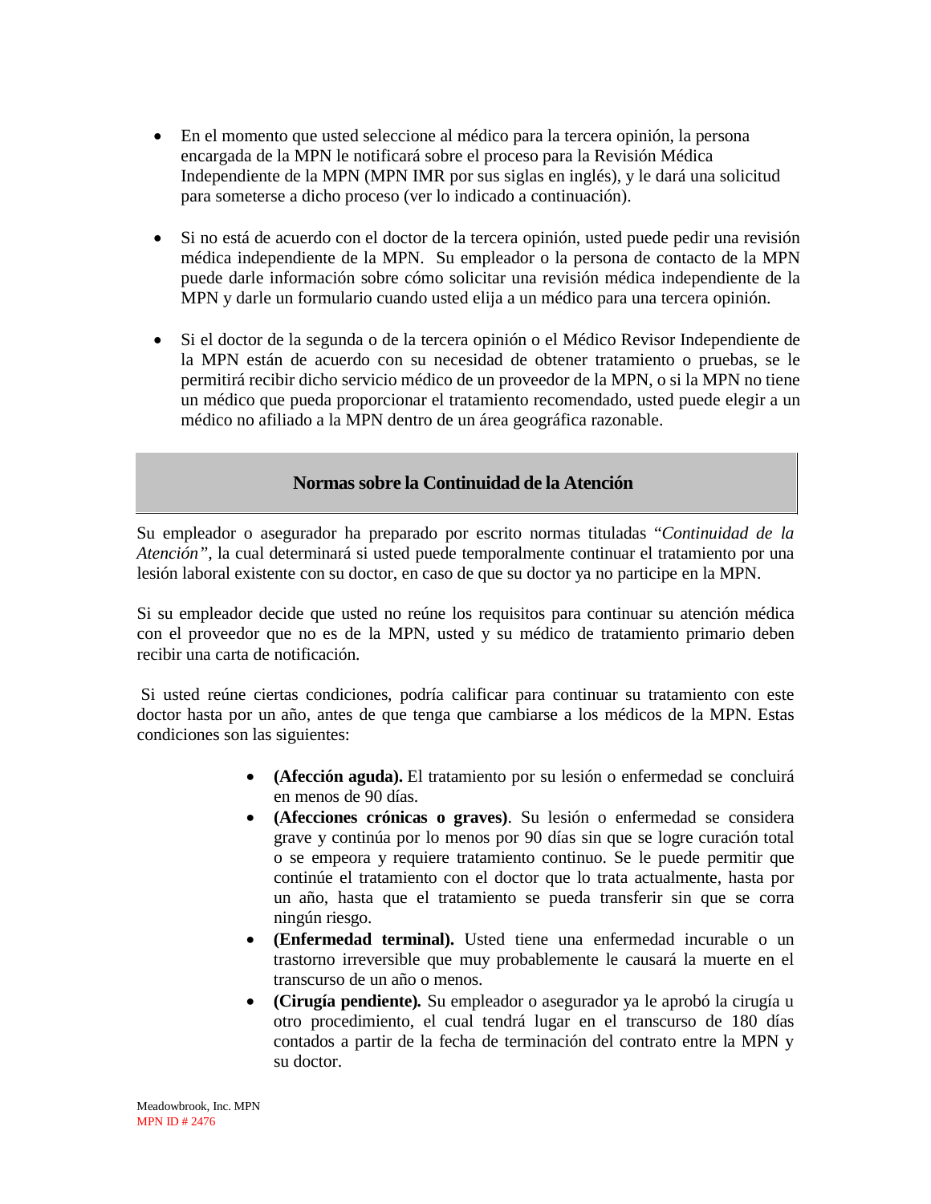- En el momento que usted seleccione al médico para la tercera opinión, la persona encargada de la MPN le notificará sobre el proceso para la Revisión Médica Independiente de la MPN (MPN IMR por sus siglas en inglés), y le dará una solicitud para someterse a dicho proceso (ver lo indicado a continuación).

- Si no está de acuerdo con el doctor de la tercera opinión, usted puede pedir una revisión médica independiente de la MPN. Su empleador o la persona de contacto de la MPN puede darle información sobre cómo solicitar una revisión médica independiente de la MPN y darle un formulario cuando usted elija a un médico para una tercera opinión.

- Si el doctor de la segunda o de la tercera opinión o el Médico Revisor Independiente de la MPN están de acuerdo con su necesidad de obtener tratamiento o pruebas, se le permitirá recibir dicho servicio médico de un proveedor de la MPN, o si la MPN no tiene un médico que pueda proporcionar el tratamiento recomendado, usted puede elegir a un médico no afiliado a la MPN dentro de un área geográfica razonable.

## Normas sobre la Continuidad de la Atención

Su empleador o asegurador ha preparado por escrito normas tituladas "*Continuidad de la Atención*", la cual determinará si usted puede temporalmente continuar el tratamiento por una lesión laboral existente con su doctor, en caso de que su doctor ya no participe en la MPN.

Si su empleador decide que usted no reúne los requisitos para continuar su atención médica con el proveedor que no es de la MPN, usted y su médico de tratamiento primario deben recibir una carta de notificación.

Si usted reúne ciertas condiciones, podría calificar para continuar su tratamiento con este doctor hasta por un año, antes de que tenga que cambiarse a los médicos de la MPN. Estas condiciones son las siguientes:

- **(Afección aguda).** El tratamiento por su lesión o enfermedad se concluirá en menos de 90 días.
- **(Afecciones crónicas o graves)**. Su lesión o enfermedad se considera grave y continúa por lo menos por 90 días sin que se logre curación total o se empeora y requiere tratamiento continuo. Se le puede permitir que continúe el tratamiento con el doctor que lo trata actualmente, hasta por un año, hasta que el tratamiento se pueda transferir sin que se corra ningún riesgo.
- **(Enfermedad terminal).** Usted tiene una enfermedad incurable o un trastorno irreversible que muy probablemente le causará la muerte en el transcurso de un año o menos.
- **(Cirugía pendiente).** Su empleador o asegurador ya le aprobó la cirugía u otro procedimiento, el cual tendrá lugar en el transcurso de 180 días contados a partir de la fecha de terminación del contrato entre la MPN y su doctor.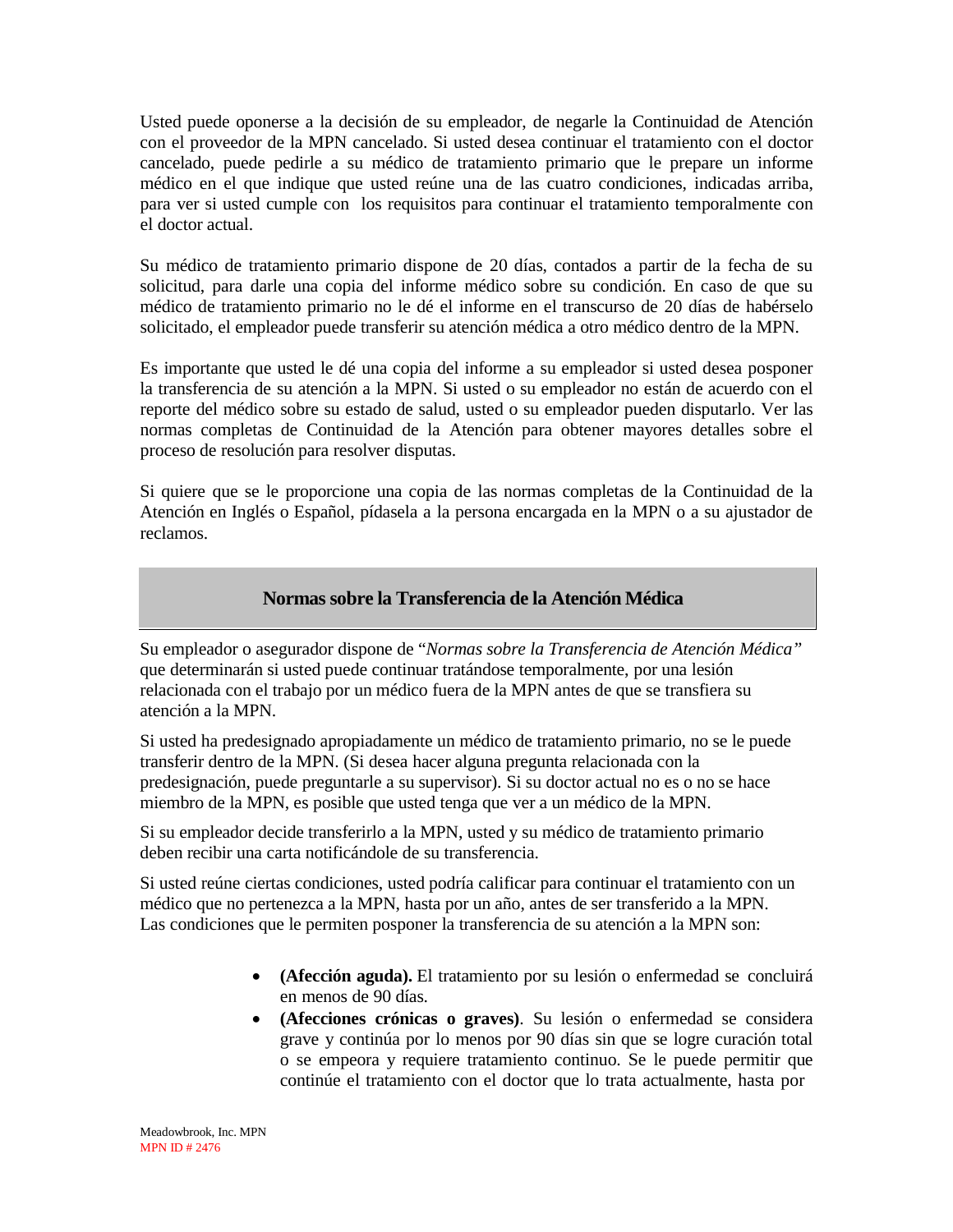Usted puede oponerse a la decisión de su empleador, de negarle la Continuidad de Atención con el proveedor de la MPN cancelado. Si usted desea continuar el tratamiento con el doctor cancelado, puede pedirle a su médico de tratamiento primario que le prepare un informe médico en el que indique que usted reúne una de las cuatro condiciones, indicadas arriba, para ver si usted cumple con los requisitos para continuar el tratamiento temporalmente con el doctor actual.

Su médico de tratamiento primario dispone de 20 días, contados a partir de la fecha de su solicitud, para darle una copia del informe médico sobre su condición. En caso de que su médico de tratamiento primario no le dé el informe en el transcurso de 20 días de habérselo solicitado, el empleador puede transferir su atención médica a otro médico dentro de la MPN.

Es importante que usted le dé una copia del informe a su empleador si usted desea posponer la transferencia de su atención a la MPN. Si usted o su empleador no están de acuerdo con el reporte del médico sobre su estado de salud, usted o su empleador pueden disputarlo. Ver las normas completas de Continuidad de la Atención para obtener mayores detalles sobre el proceso de resolución para resolver disputas.

Si quiere que se le proporcione una copia de las normas completas de la Continuidad de la Atención en Inglés o Español, pídasela a la persona encargada en la MPN o a su ajustador de reclamos.

## Normas sobre la Transferencia de la Atención Médica

Su empleador o asegurador dispone de "*Normas sobre la Transferencia de Atención Médica*" que determinarán si usted puede continuar tratándose temporalmente, por una lesión relacionada con el trabajo por un médico fuera de la MPN antes de que se transfiera su atención a la MPN.

Si usted ha predesignado apropiadamente un médico de tratamiento primario, no se le puede transferir dentro de la MPN. (Si desea hacer alguna pregunta relacionada con la predesignación, puede preguntarle a su supervisor). Si su doctor actual no es o no se hace miembro de la MPN, es posible que usted tenga que ver a un médico de la MPN.

Si su empleador decide transferirlo a la MPN, usted y su médico de tratamiento primario deben recibir una carta notificándole de su transferencia.

Si usted reúne ciertas condiciones, usted podría calificar para continuar el tratamiento con un médico que no pertenezca a la MPN, hasta por un año, antes de ser transferido a la MPN. Las condiciones que le permiten posponer la transferencia de su atención a la MPN son:

- **(Afección aguda).** El tratamiento por su lesión o enfermedad se concluirá en menos de 90 días.
- **(Afecciones crónicas o graves)**. Su lesión o enfermedad se considera grave y continúa por lo menos por 90 días sin que se logre curación total o se empeora y requiere tratamiento continuo. Se le puede permitir que continúe el tratamiento con el doctor que lo trata actualmente, hasta por

Meadowbrook, Inc. MPN
MPN ID # 2476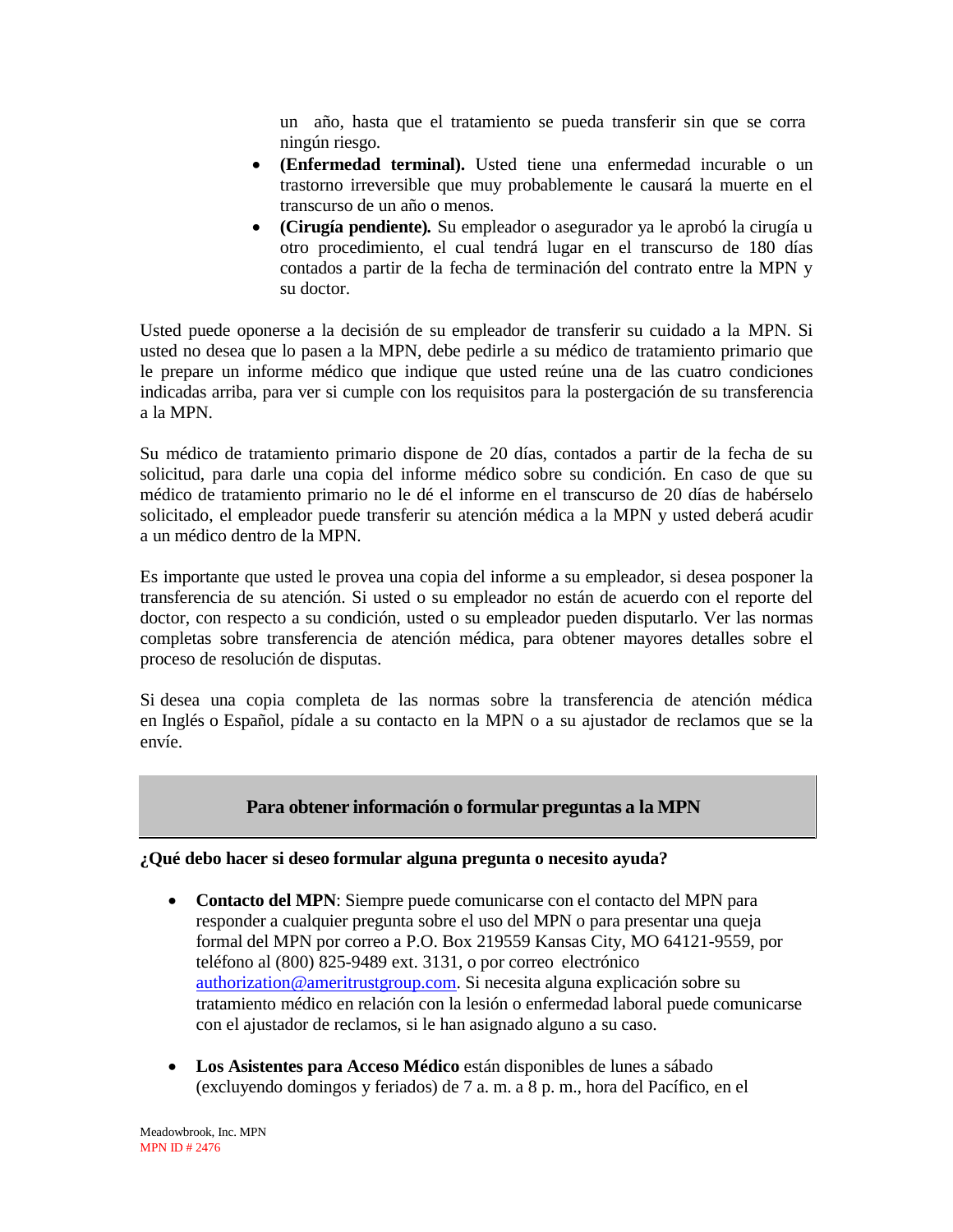un año, hasta que el tratamiento se pueda transferir sin que se corra ningún riesgo.

- **(Enfermedad terminal).** Usted tiene una enfermedad incurable o un trastorno irreversible que muy probablemente le causará la muerte en el transcurso de un año o menos.
- ***(Cirugía pendiente).*** Su empleador o asegurador ya le aprobó la cirugía u otro procedimiento, el cual tendrá lugar en el transcurso de 180 días contados a partir de la fecha de terminación del contrato entre la MPN y su doctor.

Usted puede oponerse a la decisión de su empleador de transferir su cuidado a la MPN. Si usted no desea que lo pasen a la MPN, debe pedirle a su médico de tratamiento primario que le prepare un informe médico que indique que usted reúne una de las cuatro condiciones indicadas arriba, para ver si cumple con los requisitos para la postergación de su transferencia a la MPN.

Su médico de tratamiento primario dispone de 20 días, contados a partir de la fecha de su solicitud, para darle una copia del informe médico sobre su condición. En caso de que su médico de tratamiento primario no le dé el informe en el transcurso de 20 días de habérselo solicitado, el empleador puede transferir su atención médica a la MPN y usted deberá acudir a un médico dentro de la MPN.

Es importante que usted le provea una copia del informe a su empleador, si desea posponer la transferencia de su atención. Si usted o su empleador no están de acuerdo con el reporte del doctor, con respecto a su condición, usted o su empleador pueden disputarlo. Ver las normas completas sobre transferencia de atención médica, para obtener mayores detalles sobre el proceso de resolución de disputas.

Si desea una copia completa de las normas sobre la transferencia de atención médica en Inglés o Español, pídale a su contacto en la MPN o a su ajustador de reclamos que se la envíe.

## Para obtener información o formular preguntas a la MPN

**¿Qué debo hacer si deseo formular alguna pregunta o necesito ayuda?**

- **Contacto del MPN**: Siempre puede comunicarse con el contacto del MPN para responder a cualquier pregunta sobre el uso del MPN o para presentar una queja formal del MPN por correo a P.O. Box 219559 Kansas City, MO 64121-9559, por teléfono al (800) 825-9489 ext. 3131, o por correo electrónico authorization@ameritrustgroup.com. Si necesita alguna explicación sobre su tratamiento médico en relación con la lesión o enfermedad laboral puede comunicarse con el ajustador de reclamos, si le han asignado alguno a su caso.

- **Los Asistentes para Acceso Médico** están disponibles de lunes a sábado (excluyendo domingos y feriados) de 7 a. m. a 8 p. m., hora del Pacífico, en el

Meadowbrook, Inc. MPN
MPN ID # 2476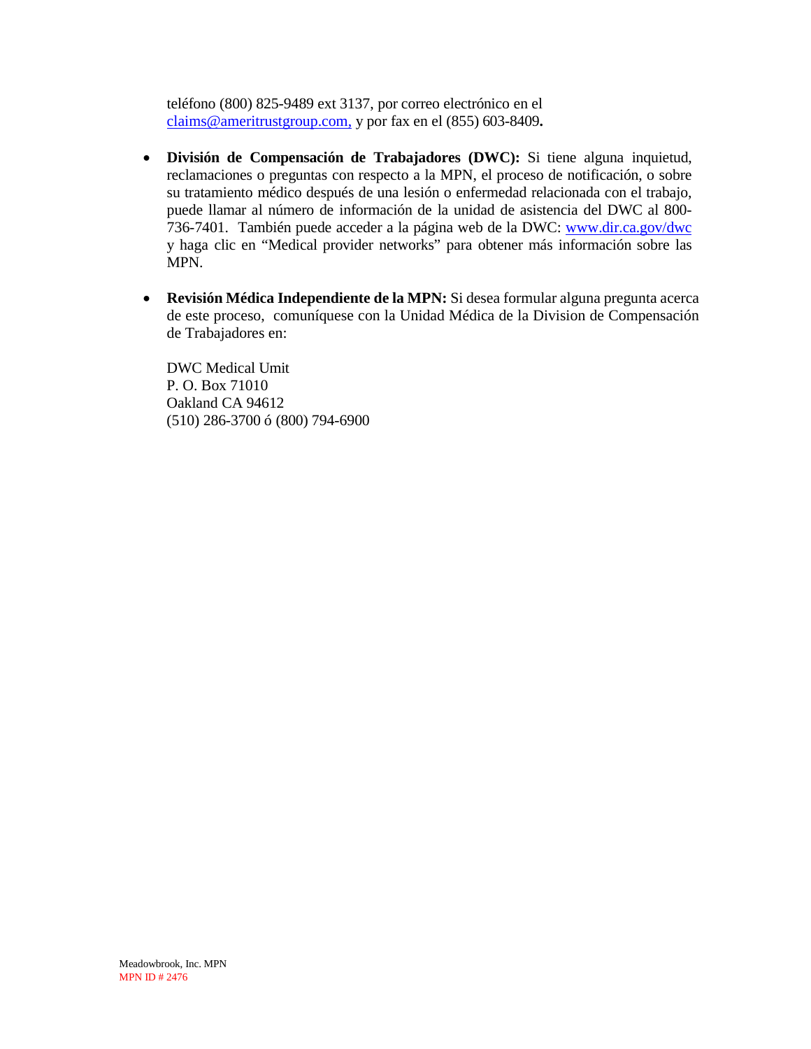teléfono (800) 825-9489 ext 3137, por correo electrónico en el claims@ameritrustgroup.com, y por fax en el (855) 603-8409**.**

- **División de Compensación de Trabajadores (DWC):** Si tiene alguna inquietud, reclamaciones o preguntas con respecto a la MPN, el proceso de notificación, o sobre su tratamiento médico después de una lesión o enfermedad relacionada con el trabajo, puede llamar al número de información de la unidad de asistencia del DWC al 800-736-7401. También puede acceder a la página web de la DWC: www.dir.ca.gov/dwc y haga clic en "Medical provider networks" para obtener más información sobre las MPN.

- **Revisión Médica Independiente de la MPN:** Si desea formular alguna pregunta acerca de este proceso, comuníquese con la Unidad Médica de la Division de Compensación de Trabajadores en:

  DWC Medical Umit
  P. O. Box 71010
  Oakland CA 94612
  (510) 286-3700 ó (800) 794-6900